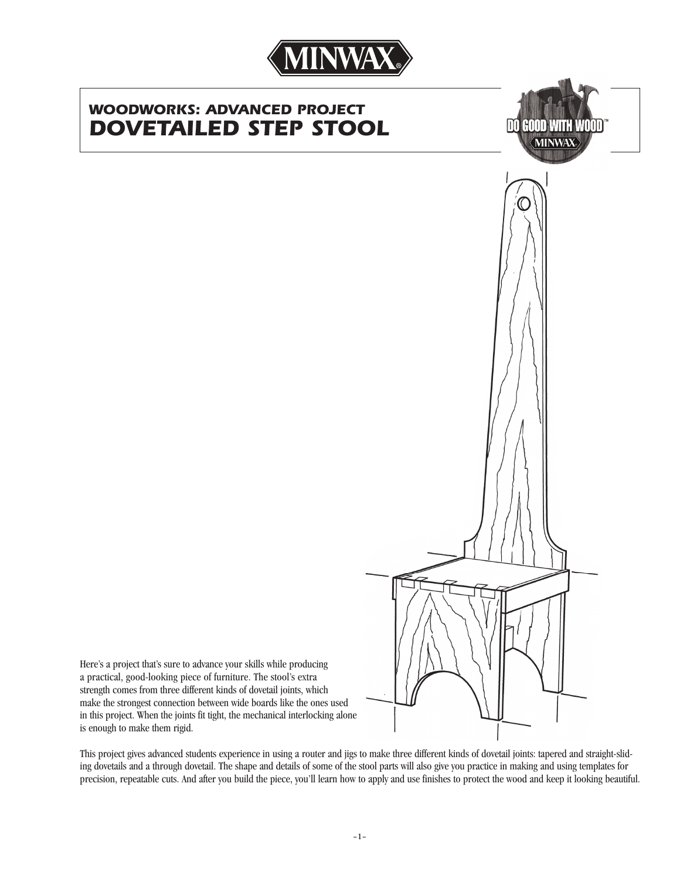# WOODWORKS: ADVANCED PROJECT
# DOVETAILED STEP STOOL

Here's a project that's sure to advance your skills while producing a practical, good-looking piece of furniture. The stool's extra strength comes from three different kinds of dovetail joints, which make the strongest connection between wide boards like the ones used in this project. When the joints fit tight, the mechanical interlocking alone is enough to make them rigid.

This project gives advanced students experience in using a router and jigs to make three different kinds of dovetail joints: tapered and straight-sliding dovetails and a through dovetail. The shape and details of some of the stool parts will also give you practice in making and using templates for precision, repeatable cuts. And after you build the piece, you'll learn how to apply and use finishes to protect the wood and keep it looking beautiful.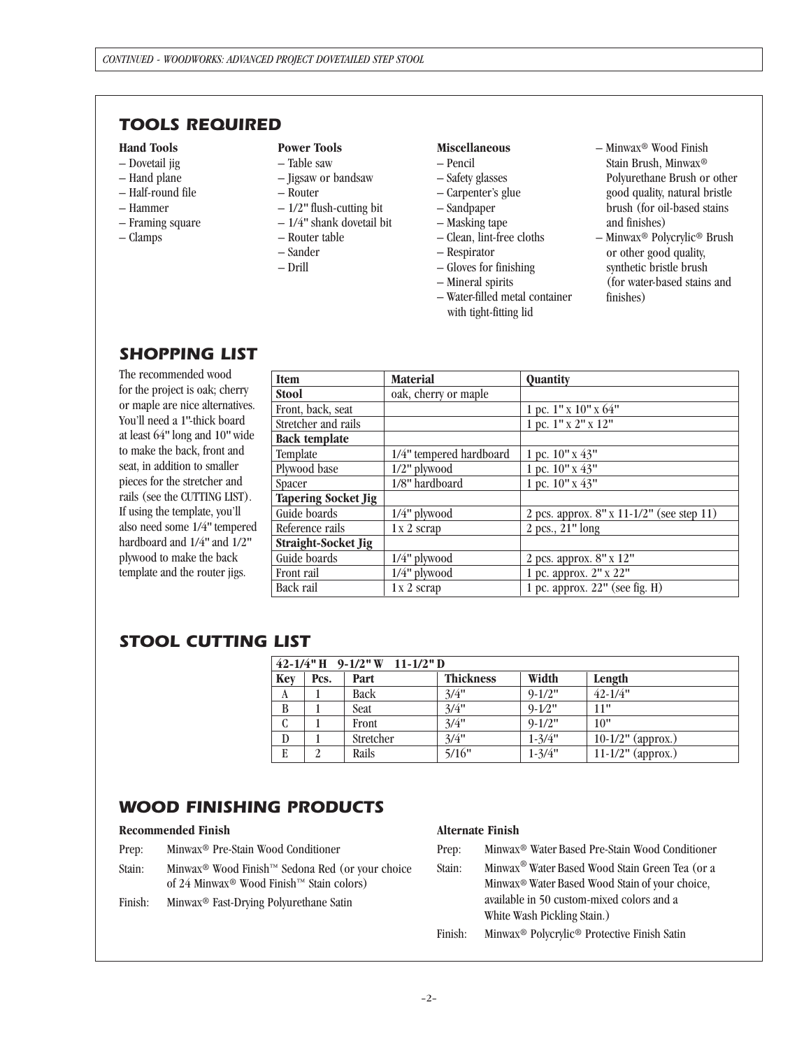## TOOLS REQUIRED

**Hand Tools**
- Dovetail jig
- Hand plane
- Half-round file
- Hammer
- Framing square
- Clamps

**Power Tools**
- Table saw
- Jigsaw or bandsaw
- Router
- 1/2" flush-cutting bit
- 1/4" shank dovetail bit
- Router table
- Sander
- Drill

**Miscellaneous**
- Pencil
- Safety glasses
- Carpenter's glue
- Sandpaper
- Masking tape
- Clean, lint-free cloths
- Respirator
- Gloves for finishing
- Mineral spirits
- Water-filled metal container with tight-fitting lid
- Minwax® Wood Finish Stain Brush, Minwax® Polyurethane Brush or other good quality, natural bristle brush (for oil-based stains and finishes)
- Minwax® Polycrylic® Brush or other good quality, synthetic bristle brush (for water-based stains and finishes)

## SHOPPING LIST

The recommended wood for the project is oak; cherry or maple are nice alternatives. You'll need a 1"-thick board at least 64" long and 10" wide to make the back, front and seat, in addition to smaller pieces for the stretcher and rails (see the CUTTING LIST). If using the template, you'll also need some 1/4" tempered hardboard and 1/4" and 1/2" plywood to make the back template and the router jigs.

| Item | Material | Quantity |
|---|---|---|
| **Stool** | oak, cherry or maple | |
| Front, back, seat | | 1 pc. 1" x 10" x 64" |
| Stretcher and rails | | 1 pc. 1" x 2" x 12" |
| **Back template** | | |
| Template | 1/4" tempered hardboard | 1 pc. 10" x 43" |
| Plywood base | 1/2" plywood | 1 pc. 10" x 43" |
| Spacer | 1/8" hardboard | 1 pc. 10" x 43" |
| **Tapering Socket Jig** | | |
| Guide boards | 1/4" plywood | 2 pcs. approx. 8" x 11-1/2" (see step 11) |
| Reference rails | 1 x 2 scrap | 2 pcs., 21" long |
| **Straight-Socket Jig** | | |
| Guide boards | 1/4" plywood | 2 pcs. approx. 8" x 12" |
| Front rail | 1/4" plywood | 1 pc. approx. 2" x 22" |
| Back rail | 1 x 2 scrap | 1 pc. approx. 22" (see fig. H) |

## STOOL CUTTING LIST

| 42-1/4" H 9-1/2" W 11-1/2" D | | | | | |
|---|---|---|---|---|---|
| **Key** | **Pcs.** | **Part** | **Thickness** | **Width** | **Length** |
| A | 1 | Back | 3/4" | 9-1/2" | 42-1/4" |
| B | 1 | Seat | 3/4" | 9-1/2" | 11" |
| C | 1 | Front | 3/4" | 9-1/2" | 10" |
| D | 1 | Stretcher | 3/4" | 1-3/4" | 10-1/2" (approx.) |
| E | 2 | Rails | 5/16" | 1-3/4" | 11-1/2" (approx.) |

## WOOD FINISHING PRODUCTS

**Recommended Finish**

Prep: Minwax® Pre-Stain Wood Conditioner

Stain: Minwax® Wood Finish™ Sedona Red (or your choice of 24 Minwax® Wood Finish™ Stain colors)

Finish: Minwax® Fast-Drying Polyurethane Satin

**Alternate Finish**

Prep: Minwax® Water Based Pre-Stain Wood Conditioner

Stain: Minwax® Water Based Wood Stain Green Tea (or a Minwax® Water Based Wood Stain of your choice, available in 50 custom-mixed colors and a White Wash Pickling Stain.)

Finish: Minwax® Polycrylic® Protective Finish Satin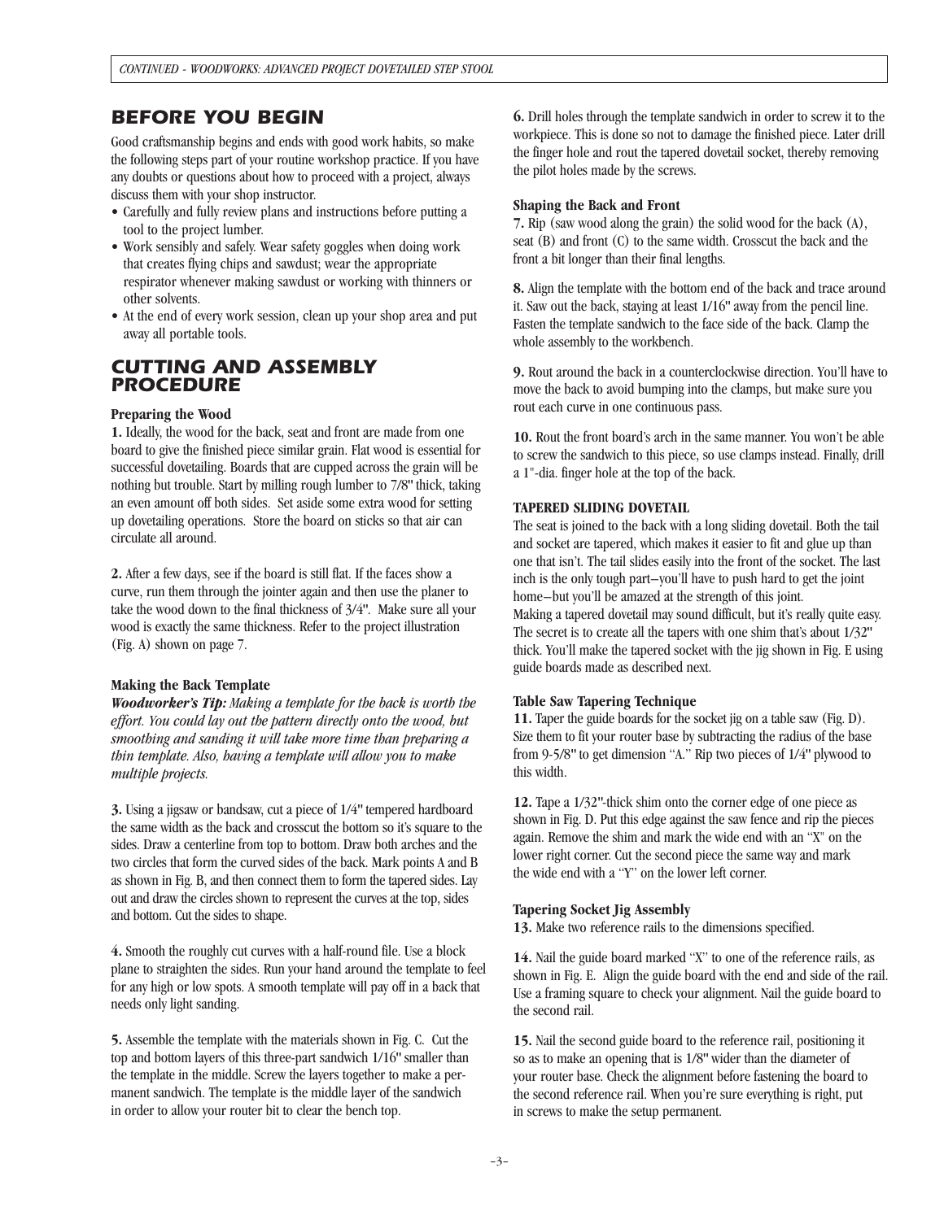## BEFORE YOU BEGIN

Good craftsmanship begins and ends with good work habits, so make the following steps part of your routine workshop practice. If you have any doubts or questions about how to proceed with a project, always discuss them with your shop instructor.

- Carefully and fully review plans and instructions before putting a tool to the project lumber.
- Work sensibly and safely. Wear safety goggles when doing work that creates flying chips and sawdust; wear the appropriate respirator whenever making sawdust or working with thinners or other solvents.
- At the end of every work session, clean up your shop area and put away all portable tools.

## CUTTING AND ASSEMBLY PROCEDURE

**Preparing the Wood**

**1.** Ideally, the wood for the back, seat and front are made from one board to give the finished piece similar grain. Flat wood is essential for successful dovetailing. Boards that are cupped across the grain will be nothing but trouble. Start by milling rough lumber to 7/8" thick, taking an even amount off both sides. Set aside some extra wood for setting up dovetailing operations. Store the board on sticks so that air can circulate all around.

**2.** After a few days, see if the board is still flat. If the faces show a curve, run them through the jointer again and then use the planer to take the wood down to the final thickness of 3/4". Make sure all your wood is exactly the same thickness. Refer to the project illustration (Fig. A) shown on page 7.

**Making the Back Template**

***Woodworker's Tip:*** *Making a template for the back is worth the effort. You could lay out the pattern directly onto the wood, but smoothing and sanding it will take more time than preparing a thin template. Also, having a template will allow you to make multiple projects.*

**3.** Using a jigsaw or bandsaw, cut a piece of 1/4" tempered hardboard the same width as the back and crosscut the bottom so it's square to the sides. Draw a centerline from top to bottom. Draw both arches and the two circles that form the curved sides of the back. Mark points A and B as shown in Fig. B, and then connect them to form the tapered sides. Lay out and draw the circles shown to represent the curves at the top, sides and bottom. Cut the sides to shape.

**4.** Smooth the roughly cut curves with a half-round file. Use a block plane to straighten the sides. Run your hand around the template to feel for any high or low spots. A smooth template will pay off in a back that needs only light sanding.

**5.** Assemble the template with the materials shown in Fig. C. Cut the top and bottom layers of this three-part sandwich 1/16" smaller than the template in the middle. Screw the layers together to make a permanent sandwich. The template is the middle layer of the sandwich in order to allow your router bit to clear the bench top.

**6.** Drill holes through the template sandwich in order to screw it to the workpiece. This is done so not to damage the finished piece. Later drill the finger hole and rout the tapered dovetail socket, thereby removing the pilot holes made by the screws.

**Shaping the Back and Front**

**7.** Rip (saw wood along the grain) the solid wood for the back (A), seat (B) and front (C) to the same width. Crosscut the back and the front a bit longer than their final lengths.

**8.** Align the template with the bottom end of the back and trace around it. Saw out the back, staying at least 1/16" away from the pencil line. Fasten the template sandwich to the face side of the back. Clamp the whole assembly to the workbench.

**9.** Rout around the back in a counterclockwise direction. You'll have to move the back to avoid bumping into the clamps, but make sure you rout each curve in one continuous pass.

**10.** Rout the front board's arch in the same manner. You won't be able to screw the sandwich to this piece, so use clamps instead. Finally, drill a 1"-dia. finger hole at the top of the back.

**TAPERED SLIDING DOVETAIL**

The seat is joined to the back with a long sliding dovetail. Both the tail and socket are tapered, which makes it easier to fit and glue up than one that isn't. The tail slides easily into the front of the socket. The last inch is the only tough part—you'll have to push hard to get the joint home—but you'll be amazed at the strength of this joint.

Making a tapered dovetail may sound difficult, but it's really quite easy. The secret is to create all the tapers with one shim that's about 1/32" thick. You'll make the tapered socket with the jig shown in Fig. E using guide boards made as described next.

**Table Saw Tapering Technique**

**11.** Taper the guide boards for the socket jig on a table saw (Fig. D). Size them to fit your router base by subtracting the radius of the base from 9-5/8" to get dimension "A." Rip two pieces of 1/4" plywood to this width.

**12.** Tape a 1/32"-thick shim onto the corner edge of one piece as shown in Fig. D. Put this edge against the saw fence and rip the pieces again. Remove the shim and mark the wide end with an "X" on the lower right corner. Cut the second piece the same way and mark the wide end with a "Y" on the lower left corner.

**Tapering Socket Jig Assembly**

**13.** Make two reference rails to the dimensions specified.

**14.** Nail the guide board marked "X" to one of the reference rails, as shown in Fig. E. Align the guide board with the end and side of the rail. Use a framing square to check your alignment. Nail the guide board to the second rail.

**15.** Nail the second guide board to the reference rail, positioning it so as to make an opening that is 1/8" wider than the diameter of your router base. Check the alignment before fastening the board to the second reference rail. When you're sure everything is right, put in screws to make the setup permanent.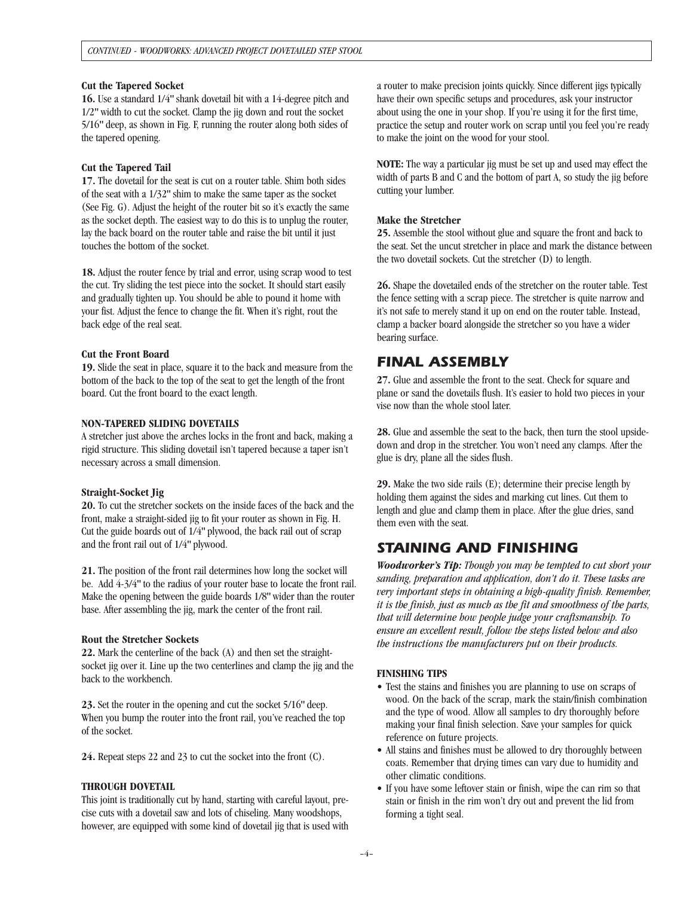**Cut the Tapered Socket**

**16.** Use a standard 1/4" shank dovetail bit with a 14-degree pitch and 1/2" width to cut the socket. Clamp the jig down and rout the socket 5/16" deep, as shown in Fig. F, running the router along both sides of the tapered opening.

**Cut the Tapered Tail**

**17.** The dovetail for the seat is cut on a router table. Shim both sides of the seat with a 1/32" shim to make the same taper as the socket (See Fig. G). Adjust the height of the router bit so it's exactly the same as the socket depth. The easiest way to do this is to unplug the router, lay the back board on the router table and raise the bit until it just touches the bottom of the socket.

**18.** Adjust the router fence by trial and error, using scrap wood to test the cut. Try sliding the test piece into the socket. It should start easily and gradually tighten up. You should be able to pound it home with your fist. Adjust the fence to change the fit. When it's right, rout the back edge of the real seat.

**Cut the Front Board**

**19.** Slide the seat in place, square it to the back and measure from the bottom of the back to the top of the seat to get the length of the front board. Cut the front board to the exact length.

**NON-TAPERED SLIDING DOVETAILS**

A stretcher just above the arches locks in the front and back, making a rigid structure. This sliding dovetail isn't tapered because a taper isn't necessary across a small dimension.

**Straight-Socket Jig**

**20.** To cut the stretcher sockets on the inside faces of the back and the front, make a straight-sided jig to fit your router as shown in Fig. H. Cut the guide boards out of 1/4" plywood, the back rail out of scrap and the front rail out of 1/4" plywood.

**21.** The position of the front rail determines how long the socket will be. Add 4-3/4" to the radius of your router base to locate the front rail. Make the opening between the guide boards 1/8" wider than the router base. After assembling the jig, mark the center of the front rail.

**Rout the Stretcher Sockets**

**22.** Mark the centerline of the back (A) and then set the straight-socket jig over it. Line up the two centerlines and clamp the jig and the back to the workbench.

**23.** Set the router in the opening and cut the socket 5/16" deep. When you bump the router into the front rail, you've reached the top of the socket.

**24.** Repeat steps 22 and 23 to cut the socket into the front (C).

**THROUGH DOVETAIL**

This joint is traditionally cut by hand, starting with careful layout, precise cuts with a dovetail saw and lots of chiseling. Many woodshops, however, are equipped with some kind of dovetail jig that is used with a router to make precision joints quickly. Since different jigs typically have their own specific setups and procedures, ask your instructor about using the one in your shop. If you're using it for the first time, practice the setup and router work on scrap until you feel you're ready to make the joint on the wood for your stool.

**NOTE:** The way a particular jig must be set up and used may effect the width of parts B and C and the bottom of part A, so study the jig before cutting your lumber.

**Make the Stretcher**

**25.** Assemble the stool without glue and square the front and back to the seat. Set the uncut stretcher in place and mark the distance between the two dovetail sockets. Cut the stretcher (D) to length.

**26.** Shape the dovetailed ends of the stretcher on the router table. Test the fence setting with a scrap piece. The stretcher is quite narrow and it's not safe to merely stand it up on end on the router table. Instead, clamp a backer board alongside the stretcher so you have a wider bearing surface.

## FINAL ASSEMBLY

**27.** Glue and assemble the front to the seat. Check for square and plane or sand the dovetails flush. It's easier to hold two pieces in your vise now than the whole stool later.

**28.** Glue and assemble the seat to the back, then turn the stool upside-down and drop in the stretcher. You won't need any clamps. After the glue is dry, plane all the sides flush.

**29.** Make the two side rails (E); determine their precise length by holding them against the sides and marking cut lines. Cut them to length and glue and clamp them in place. After the glue dries, sand them even with the seat.

## STAINING AND FINISHING

***Woodworker's Tip:*** *Though you may be tempted to cut short your sanding, preparation and application, don't do it. These tasks are very important steps in obtaining a high-quality finish. Remember, it is the finish, just as much as the fit and smoothness of the parts, that will determine how people judge your craftsmanship. To ensure an excellent result, follow the steps listed below and also the instructions the manufacturers put on their products.*

**FINISHING TIPS**

- Test the stains and finishes you are planning to use on scraps of wood. On the back of the scrap, mark the stain/finish combination and the type of wood. Allow all samples to dry thoroughly before making your final finish selection. Save your samples for quick reference on future projects.
- All stains and finishes must be allowed to dry thoroughly between coats. Remember that drying times can vary due to humidity and other climatic conditions.
- If you have some leftover stain or finish, wipe the can rim so that stain or finish in the rim won't dry out and prevent the lid from forming a tight seal.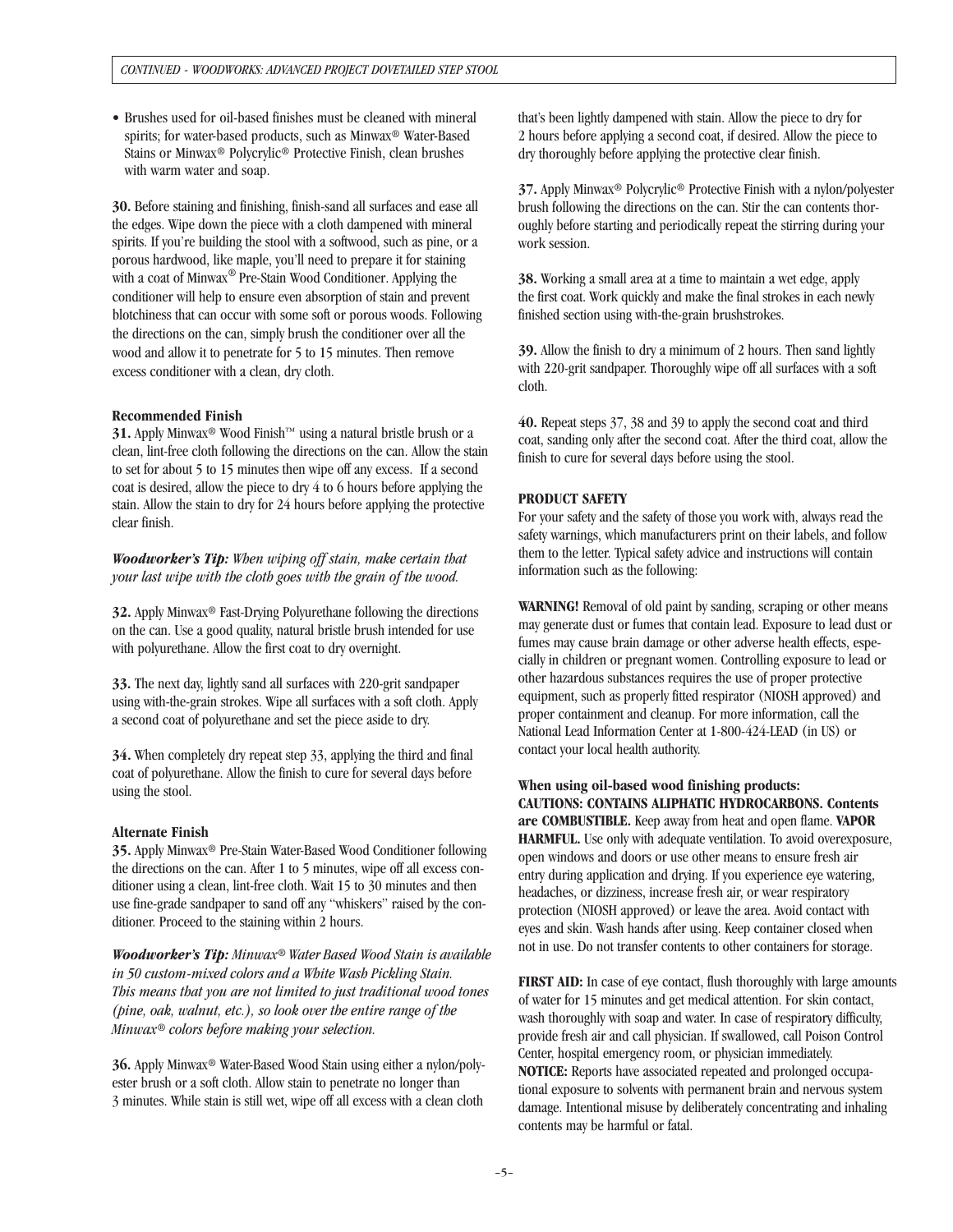- Brushes used for oil-based finishes must be cleaned with mineral spirits; for water-based products, such as Minwax® Water-Based Stains or Minwax® Polycrylic® Protective Finish, clean brushes with warm water and soap.

**30.** Before staining and finishing, finish-sand all surfaces and ease all the edges. Wipe down the piece with a cloth dampened with mineral spirits. If you're building the stool with a softwood, such as pine, or a porous hardwood, like maple, you'll need to prepare it for staining with a coat of Minwax® Pre-Stain Wood Conditioner. Applying the conditioner will help to ensure even absorption of stain and prevent blotchiness that can occur with some soft or porous woods. Following the directions on the can, simply brush the conditioner over all the wood and allow it to penetrate for 5 to 15 minutes. Then remove excess conditioner with a clean, dry cloth.

### Recommended Finish

**31.** Apply Minwax® Wood Finish™ using a natural bristle brush or a clean, lint-free cloth following the directions on the can. Allow the stain to set for about 5 to 15 minutes then wipe off any excess. If a second coat is desired, allow the piece to dry 4 to 6 hours before applying the stain. Allow the stain to dry for 24 hours before applying the protective clear finish.

***Woodworker's Tip:*** *When wiping off stain, make certain that your last wipe with the cloth goes with the grain of the wood.*

**32.** Apply Minwax® Fast-Drying Polyurethane following the directions on the can. Use a good quality, natural bristle brush intended for use with polyurethane. Allow the first coat to dry overnight.

**33.** The next day, lightly sand all surfaces with 220-grit sandpaper using with-the-grain strokes. Wipe all surfaces with a soft cloth. Apply a second coat of polyurethane and set the piece aside to dry.

**34.** When completely dry repeat step 33, applying the third and final coat of polyurethane. Allow the finish to cure for several days before using the stool.

### Alternate Finish

**35.** Apply Minwax® Pre-Stain Water-Based Wood Conditioner following the directions on the can. After 1 to 5 minutes, wipe off all excess conditioner using a clean, lint-free cloth. Wait 15 to 30 minutes and then use fine-grade sandpaper to sand off any "whiskers" raised by the conditioner. Proceed to the staining within 2 hours.

***Woodworker's Tip:*** *Minwax® Water Based Wood Stain is available in 50 custom-mixed colors and a White Wash Pickling Stain. This means that you are not limited to just traditional wood tones (pine, oak, walnut, etc.), so look over the entire range of the Minwax® colors before making your selection.*

**36.** Apply Minwax® Water-Based Wood Stain using either a nylon/polyester brush or a soft cloth. Allow stain to penetrate no longer than 3 minutes. While stain is still wet, wipe off all excess with a clean cloth that's been lightly dampened with stain. Allow the piece to dry for 2 hours before applying a second coat, if desired. Allow the piece to dry thoroughly before applying the protective clear finish.

**37.** Apply Minwax® Polycrylic® Protective Finish with a nylon/polyester brush following the directions on the can. Stir the can contents thoroughly before starting and periodically repeat the stirring during your work session.

**38.** Working a small area at a time to maintain a wet edge, apply the first coat. Work quickly and make the final strokes in each newly finished section using with-the-grain brushstrokes.

**39.** Allow the finish to dry a minimum of 2 hours. Then sand lightly with 220-grit sandpaper. Thoroughly wipe off all surfaces with a soft cloth.

**40.** Repeat steps 37, 38 and 39 to apply the second coat and third coat, sanding only after the second coat. After the third coat, allow the finish to cure for several days before using the stool.

### PRODUCT SAFETY

For your safety and the safety of those you work with, always read the safety warnings, which manufacturers print on their labels, and follow them to the letter. Typical safety advice and instructions will contain information such as the following:

**WARNING!** Removal of old paint by sanding, scraping or other means may generate dust or fumes that contain lead. Exposure to lead dust or fumes may cause brain damage or other adverse health effects, especially in children or pregnant women. Controlling exposure to lead or other hazardous substances requires the use of proper protective equipment, such as properly fitted respirator (NIOSH approved) and proper containment and cleanup. For more information, call the National Lead Information Center at 1-800-424-LEAD (in US) or contact your local health authority.

**When using oil-based wood finishing products:**
**CAUTIONS: CONTAINS ALIPHATIC HYDROCARBONS. Contents are COMBUSTIBLE.** Keep away from heat and open flame. **VAPOR HARMFUL.** Use only with adequate ventilation. To avoid overexposure, open windows and doors or use other means to ensure fresh air entry during application and drying. If you experience eye watering, headaches, or dizziness, increase fresh air, or wear respiratory protection (NIOSH approved) or leave the area. Avoid contact with eyes and skin. Wash hands after using. Keep container closed when not in use. Do not transfer contents to other containers for storage.

**FIRST AID:** In case of eye contact, flush thoroughly with large amounts of water for 15 minutes and get medical attention. For skin contact, wash thoroughly with soap and water. In case of respiratory difficulty, provide fresh air and call physician. If swallowed, call Poison Control Center, hospital emergency room, or physician immediately.
**NOTICE:** Reports have associated repeated and prolonged occupational exposure to solvents with permanent brain and nervous system damage. Intentional misuse by deliberately concentrating and inhaling contents may be harmful or fatal.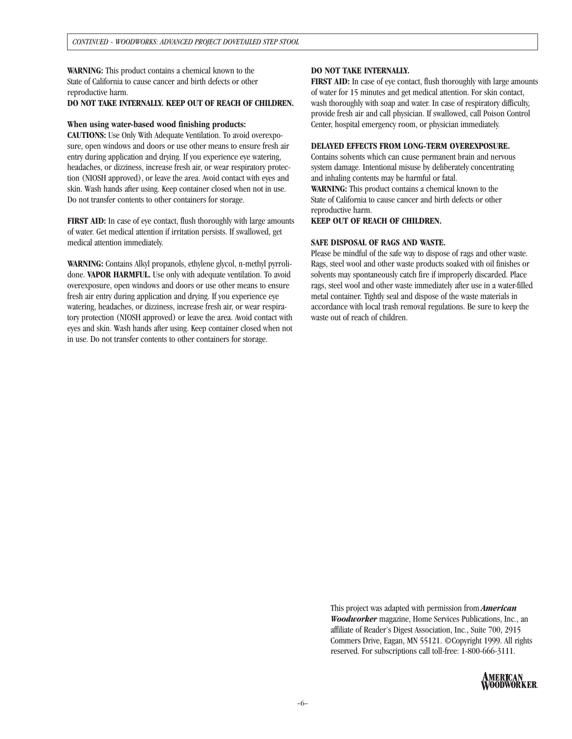**WARNING:** This product contains a chemical known to the State of California to cause cancer and birth defects or other reproductive harm.

**DO NOT TAKE INTERNALLY. KEEP OUT OF REACH OF CHILDREN.**

**When using water-based wood finishing products:**

**CAUTIONS:** Use Only With Adequate Ventilation. To avoid overexposure, open windows and doors or use other means to ensure fresh air entry during application and drying. If you experience eye watering, headaches, or dizziness, increase fresh air, or wear respiratory protection (NIOSH approved), or leave the area. Avoid contact with eyes and skin. Wash hands after using. Keep container closed when not in use. Do not transfer contents to other containers for storage.

**FIRST AID:** In case of eye contact, flush thoroughly with large amounts of water. Get medical attention if irritation persists. If swallowed, get medical attention immediately.

**WARNING:** Contains Alkyl propanols, ethylene glycol, n-methyl pyrrolidone. **VAPOR HARMFUL.** Use only with adequate ventilation. To avoid overexposure, open windows and doors or use other means to ensure fresh air entry during application and drying. If you experience eye watering, headaches, or dizziness, increase fresh air, or wear respiratory protection (NIOSH approved) or leave the area. Avoid contact with eyes and skin. Wash hands after using. Keep container closed when not in use. Do not transfer contents to other containers for storage.

**DO NOT TAKE INTERNALLY.**

**FIRST AID:** In case of eye contact, flush thoroughly with large amounts of water for 15 minutes and get medical attention. For skin contact, wash thoroughly with soap and water. In case of respiratory difficulty, provide fresh air and call physician. If swallowed, call Poison Control Center, hospital emergency room, or physician immediately.

**DELAYED EFFECTS FROM LONG-TERM OVEREXPOSURE.**

Contains solvents which can cause permanent brain and nervous system damage. Intentional misuse by deliberately concentrating and inhaling contents may be harmful or fatal.

**WARNING:** This product contains a chemical known to the State of California to cause cancer and birth defects or other reproductive harm.

**KEEP OUT OF REACH OF CHILDREN.**

**SAFE DISPOSAL OF RAGS AND WASTE.**

Please be mindful of the safe way to dispose of rags and other waste. Rags, steel wool and other waste products soaked with oil finishes or solvents may spontaneously catch fire if improperly discarded. Place rags, steel wool and other waste immediately after use in a water-filled metal container. Tightly seal and dispose of the waste materials in accordance with local trash removal regulations. Be sure to keep the waste out of reach of children.

This project was adapted with permission from ***American Woodworker*** magazine, Home Services Publications, Inc., an affiliate of Reader's Digest Association, Inc., Suite 700, 2915 Commers Drive, Eagan, MN 55121. ©Copyright 1999. All rights reserved. For subscriptions call toll-free: 1-800-666-3111.

AMERICAN WOODWORKER.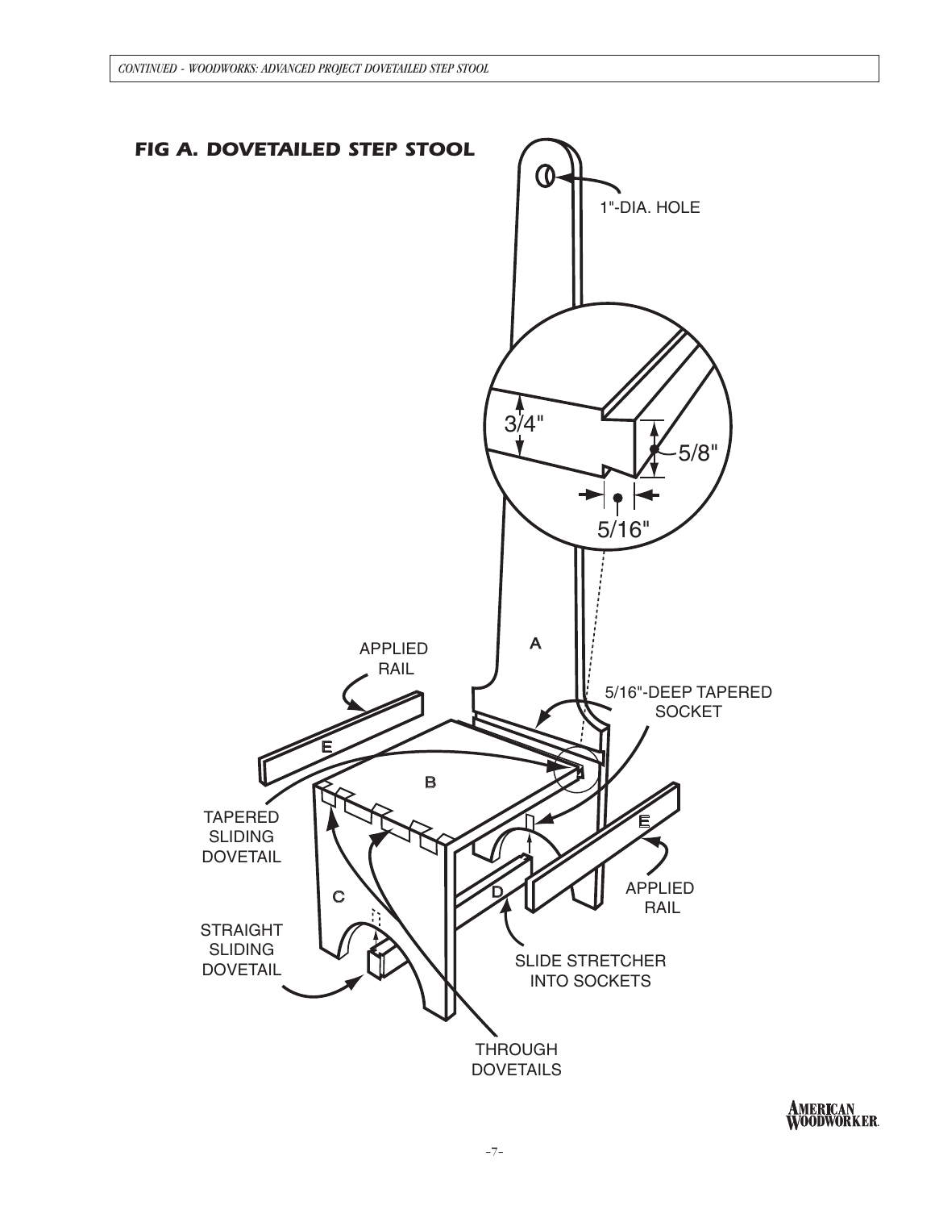## FIG A. DOVETAILED STEP STOOL

1"-DIA. HOLE

3/4"

5/8"

5/16"

A

APPLIED RAIL

5/16"-DEEP TAPERED SOCKET

E

B

TAPERED SLIDING DOVETAIL

E

APPLIED RAIL

D

C

STRAIGHT SLIDING DOVETAIL

SLIDE STRETCHER INTO SOCKETS

THROUGH DOVETAILS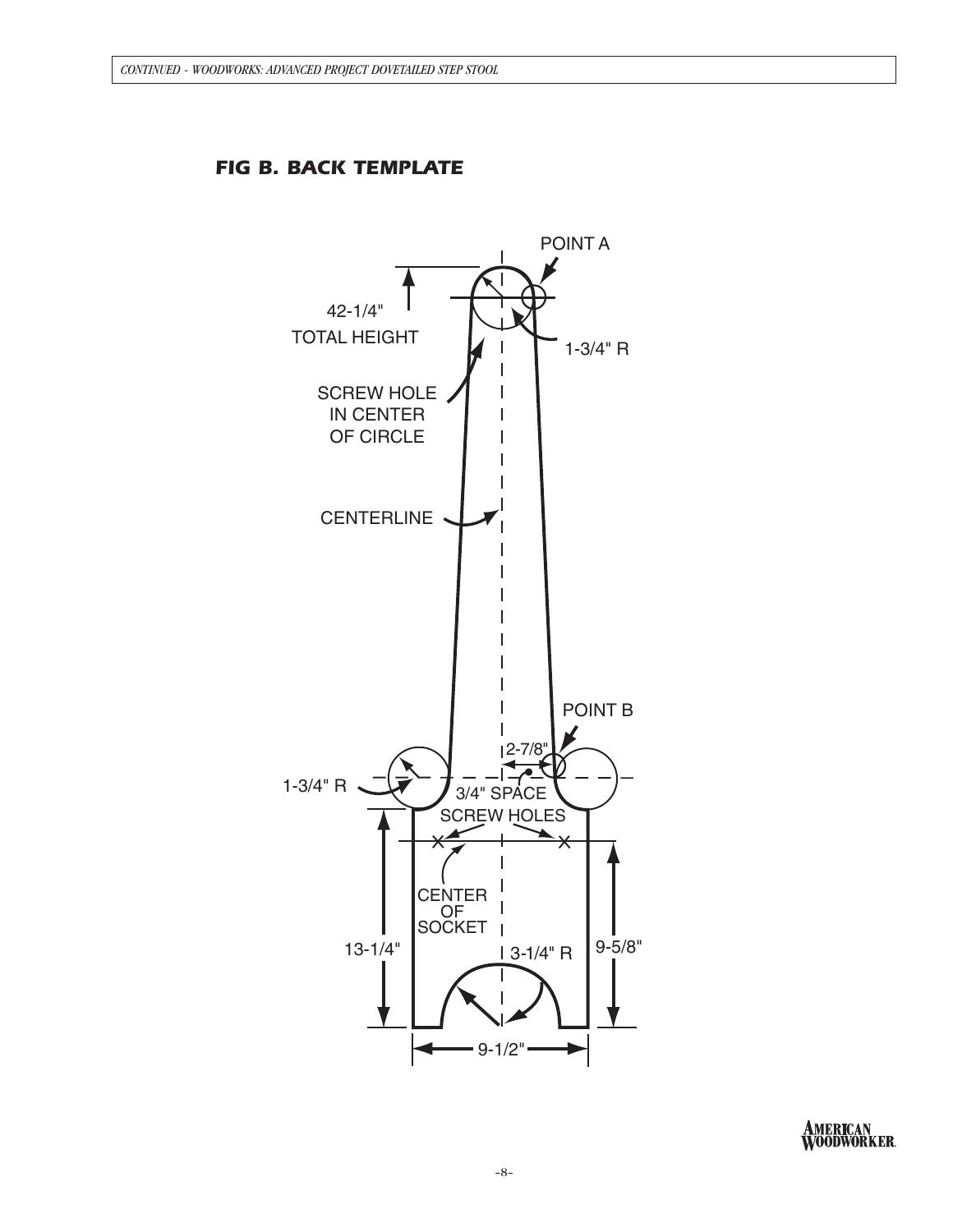## FIG B. BACK TEMPLATE

POINT A

42-1/4"
TOTAL HEIGHT

1-3/4" R

SCREW HOLE
IN CENTER
OF CIRCLE

CENTERLINE

POINT B

2-7/8"

1-3/4" R

3/4" SPACE

SCREW HOLES

CENTER
OF
SOCKET

13-1/4"

3-1/4" R

9-5/8"

9-1/2"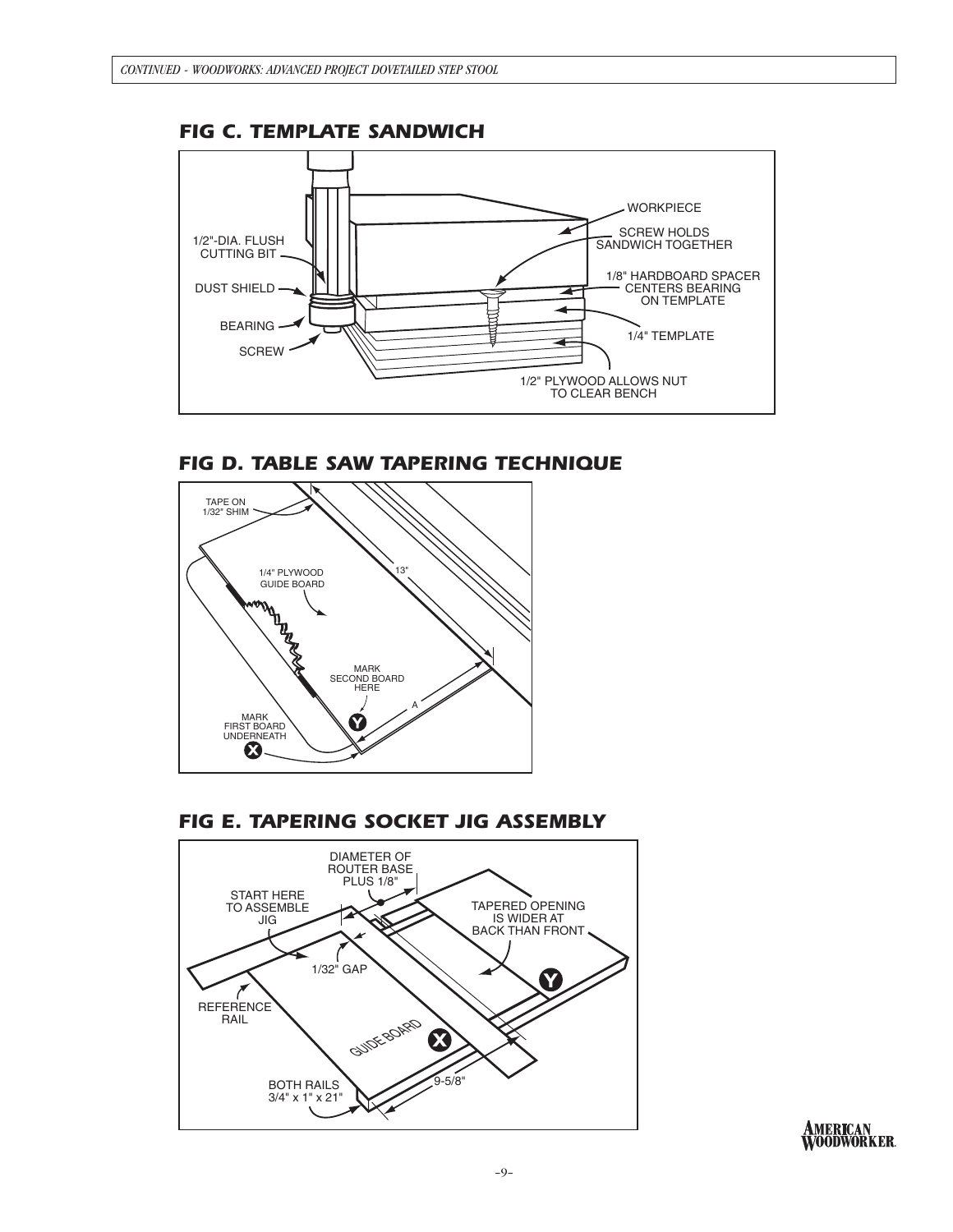## FIG C. TEMPLATE SANDWICH

1/2"-DIA. FLUSH CUTTING BIT

DUST SHIELD

BEARING

SCREW

WORKPIECE

SCREW HOLDS SANDWICH TOGETHER

1/8" HARDBOARD SPACER CENTERS BEARING ON TEMPLATE

1/4" TEMPLATE

1/2" PLYWOOD ALLOWS NUT TO CLEAR BENCH

## FIG D. TABLE SAW TAPERING TECHNIQUE

TAPE ON 1/32" SHIM

1/4" PLYWOOD GUIDE BOARD

13"

MARK SECOND BOARD HERE

A

MARK FIRST BOARD UNDERNEATH

Y

X

## FIG E. TAPERING SOCKET JIG ASSEMBLY

DIAMETER OF ROUTER BASE PLUS 1/8"

START HERE TO ASSEMBLE JIG

TAPERED OPENING IS WIDER AT BACK THAN FRONT

1/32" GAP

Y

REFERENCE RAIL

GUIDE BOARD

X

9-5/8"

BOTH RAILS 3/4" x 1" x 21"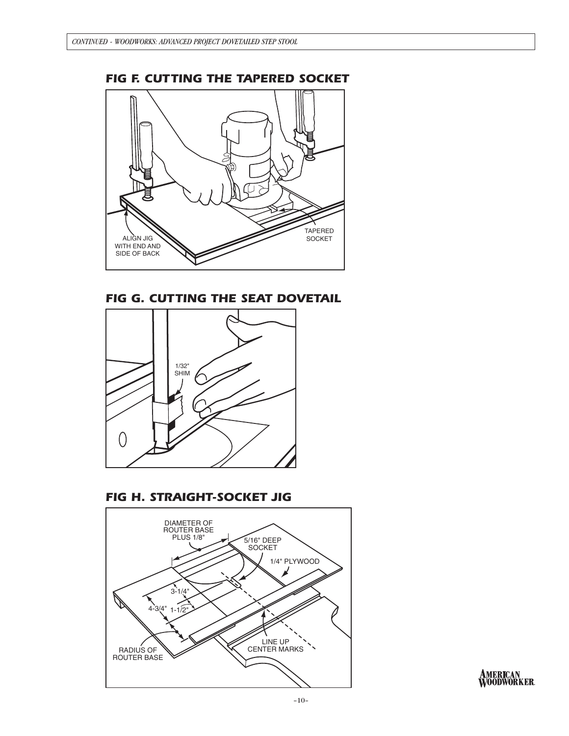## FIG F. CUTTING THE TAPERED SOCKET

ALIGN JIG WITH END AND SIDE OF BACK

TAPERED SOCKET

## FIG G. CUTTING THE SEAT DOVETAIL

1/32" SHIM

## FIG H. STRAIGHT-SOCKET JIG

DIAMETER OF ROUTER BASE PLUS 1/8"

5/16" DEEP SOCKET

1/4" PLYWOOD

3-1/4"

4-3/4"

1-1/2"

RADIUS OF ROUTER BASE

LINE UP CENTER MARKS